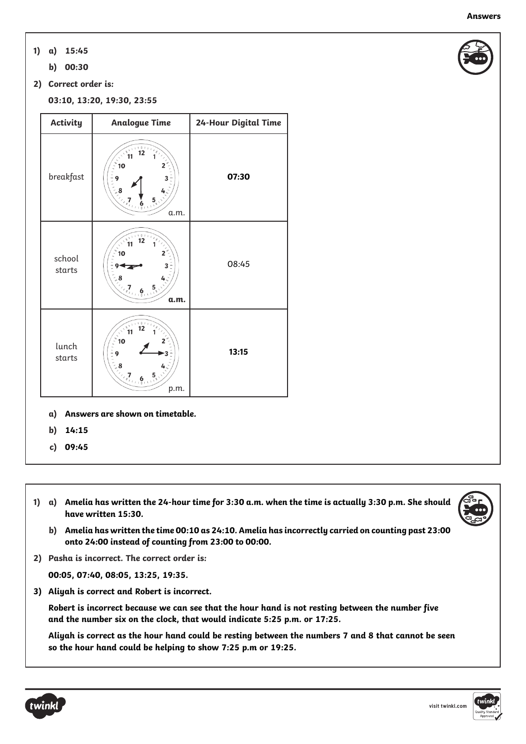**Answers**

1) a) **15:45**

b) **00:30**

2) **Correct order is:**

**03:10, 13:20, 19:30, 23:55**

| Activity | Analogue Time | 24-Hour Digital Time |
|---|---|---|
| breakfast | a.m. | **07:30** |
| school starts | **a.m.** | 08:45 |
| lunch starts | p.m. | **13:15** |

a) **Answers are shown on timetable.**

b) **14:15**

c) **09:45**

1) a) **Amelia has written the 24-hour time for 3:30 a.m. when the time is actually 3:30 p.m. She should have written 15:30.**

b) **Amelia has written the time 00:10 as 24:10. Amelia has incorrectly carried on counting past 23:00 onto 24:00 instead of counting from 23:00 to 00:00.**

2) **Pasha is incorrect. The correct order is:**

**00:05, 07:40, 08:05, 13:25, 19:35.**

3) **Aliyah is correct and Robert is incorrect.**

**Robert is incorrect because we can see that the hour hand is not resting between the number five and the number six on the clock, that would indicate 5:25 p.m. or 17:25.**

**Aliyah is correct as the hour hand could be resting between the numbers 7 and 8 that cannot be seen so the hour hand could be helping to show 7:25 p.m or 19:25.**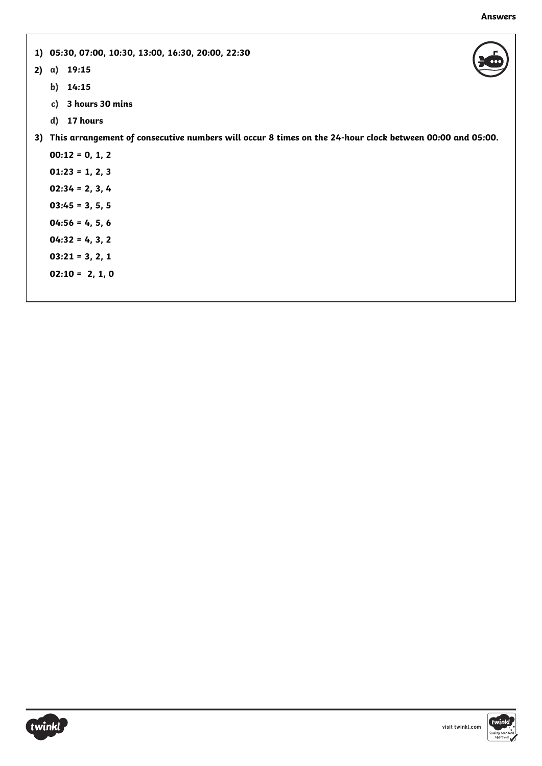**Answers**

1) **05:30, 07:00, 10:30, 13:00, 16:30, 20:00, 22:30**

2) a) **19:15**

   b) **14:15**

   c) **3 hours 30 mins**

   d) **17 hours**

3) ***This arrangement of consecutive numbers will occur 8 times on the 24-hour clock between 00:00 and 05:00.***

   **00:12 = 0, 1, 2**

   **01:23 = 1, 2, 3**

   **02:34 = 2, 3, 4**

   **03:45 = 3, 5, 5**

   **04:56 = 4, 5, 6**

   **04:32 = 4, 3, 2**

   **03:21 = 3, 2, 1**

   **02:10 = 2, 1, 0**